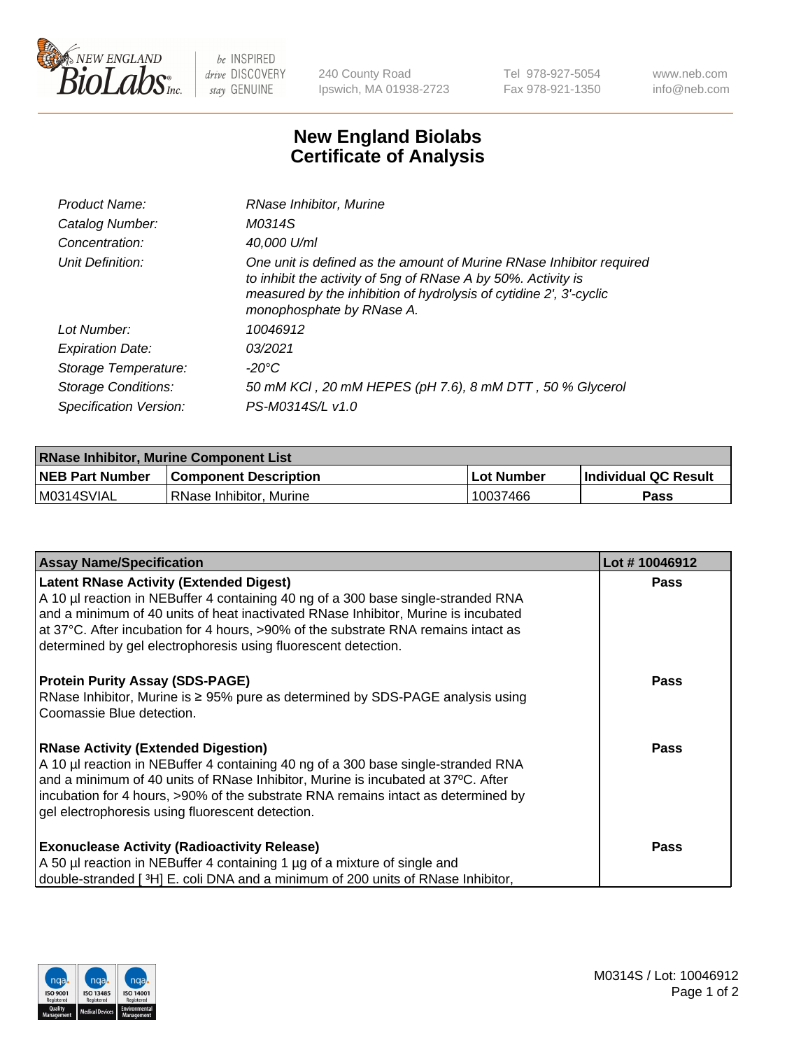# New England Biolabs Certificate of Analysis

| | |
|---|---|
| Product Name: | RNase Inhibitor, Murine |
| Catalog Number: | M0314S |
| Concentration: | 40,000 U/ml |
| Unit Definition: | One unit is defined as the amount of Murine RNase Inhibitor required to inhibit the activity of 5ng of RNase A by 50%. Activity is measured by the inhibition of hydrolysis of cytidine 2', 3'-cyclic monophosphate by RNase A. |
| Lot Number: | 10046912 |
| Expiration Date: | 03/2021 |
| Storage Temperature: | -20°C |
| Storage Conditions: | 50 mM KCl , 20 mM HEPES (pH 7.6), 8 mM DTT , 50 % Glycerol |
| Specification Version: | PS-M0314S/L v1.0 |

| RNase Inhibitor, Murine Component List | | | |
|---|---|---|---|
| **NEB Part Number** | **Component Description** | **Lot Number** | **Individual QC Result** |
| M0314SVIAL | RNase Inhibitor, Murine | 10037466 | Pass |

| Assay Name/Specification | Lot # 10046912 |
|---|---|
| **Latent RNase Activity (Extended Digest)**<br>A 10 µl reaction in NEBuffer 4 containing 40 ng of a 300 base single-stranded RNA and a minimum of 40 units of heat inactivated RNase Inhibitor, Murine is incubated at 37°C. After incubation for 4 hours, >90% of the substrate RNA remains intact as determined by gel electrophoresis using fluorescent detection. | Pass |
| **Protein Purity Assay (SDS-PAGE)**<br>RNase Inhibitor, Murine is ≥ 95% pure as determined by SDS-PAGE analysis using Coomassie Blue detection. | Pass |
| **RNase Activity (Extended Digestion)**<br>A 10 µl reaction in NEBuffer 4 containing 40 ng of a 300 base single-stranded RNA and a minimum of 40 units of RNase Inhibitor, Murine is incubated at 37ºC. After incubation for 4 hours, >90% of the substrate RNA remains intact as determined by gel electrophoresis using fluorescent detection. | Pass |
| **Exonuclease Activity (Radioactivity Release)**<br>A 50 µl reaction in NEBuffer 4 containing 1 µg of a mixture of single and double-stranded [ $^3$H] E. coli DNA and a minimum of 200 units of RNase Inhibitor, | Pass |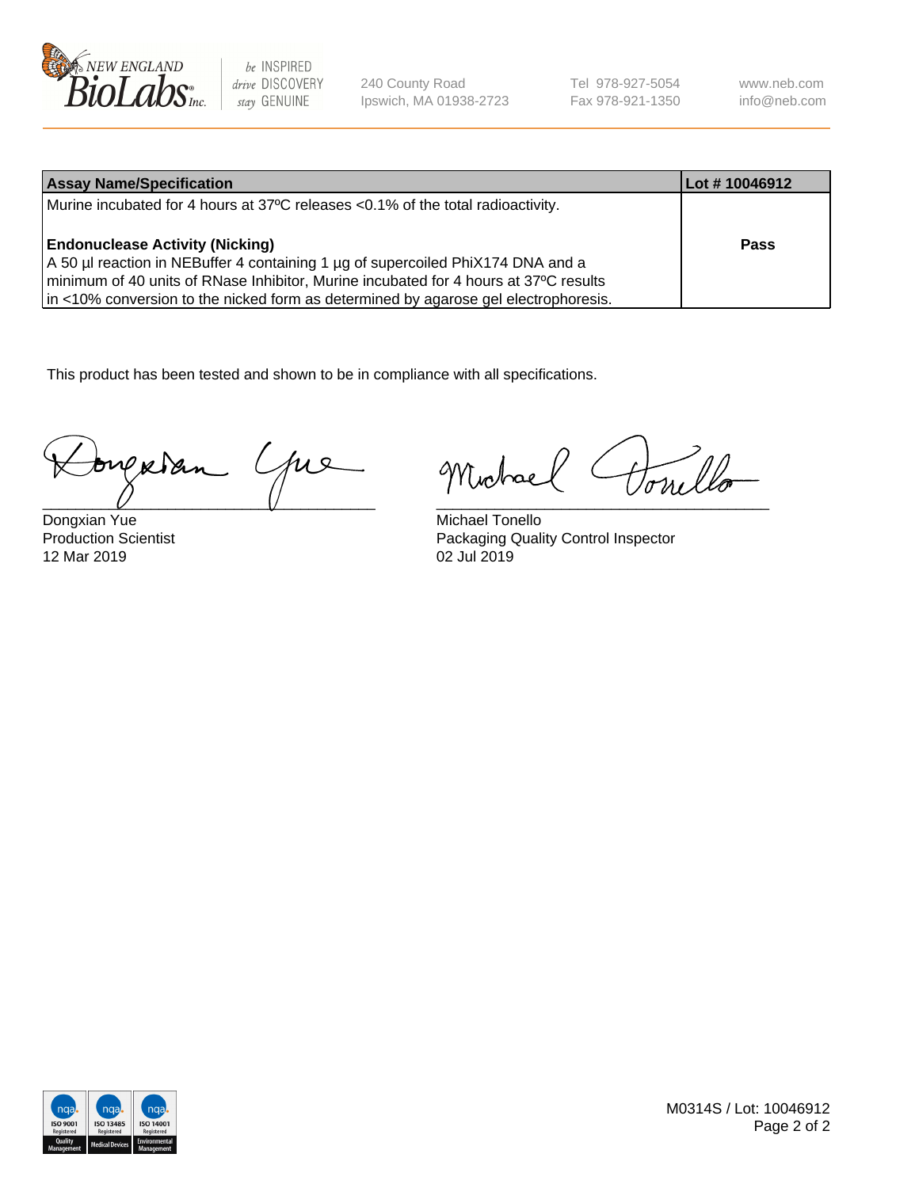New England BioLabs Inc. — be INSPIRED drive DISCOVERY stay GENUINE

240 County Road
Ipswich, MA 01938-2723

Tel 978-927-5054
Fax 978-921-1350

www.neb.com
info@neb.com

| Assay Name/Specification | Lot # 10046912 |
|---|---|
| Murine incubated for 4 hours at 37ºC releases <0.1% of the total radioactivity. | |
| **Endonuclease Activity (Nicking)**<br>A 50 µl reaction in NEBuffer 4 containing 1 µg of supercoiled PhiX174 DNA and a minimum of 40 units of RNase Inhibitor, Murine incubated for 4 hours at 37ºC results in <10% conversion to the nicked form as determined by agarose gel electrophoresis. | **Pass** |

This product has been tested and shown to be in compliance with all specifications.

Dongxian Yue
Production Scientist
12 Mar 2019

Michael Tonello
Packaging Quality Control Inspector
02 Jul 2019

M0314S / Lot: 10046912